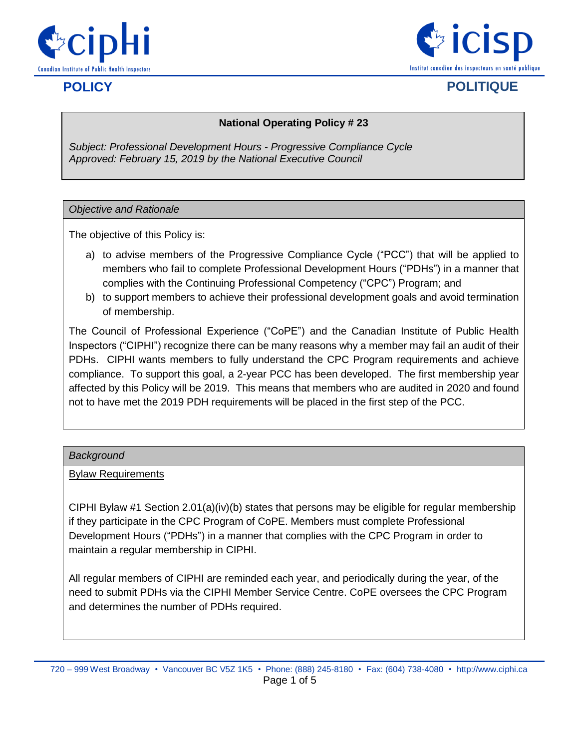# POLICY — POLITIQUE

**National Operating Policy # 23**

*Subject: Professional Development Hours - Progressive Compliance Cycle*
*Approved: February 15, 2019 by the National Executive Council*

## *Objective and Rationale*

The objective of this Policy is:

a) to advise members of the Progressive Compliance Cycle ("PCC") that will be applied to members who fail to complete Professional Development Hours ("PDHs") in a manner that complies with the Continuing Professional Competency ("CPC") Program; and

b) to support members to achieve their professional development goals and avoid termination of membership.

The Council of Professional Experience ("CoPE") and the Canadian Institute of Public Health Inspectors ("CIPHI") recognize there can be many reasons why a member may fail an audit of their PDHs. CIPHI wants members to fully understand the CPC Program requirements and achieve compliance. To support this goal, a 2-year PCC has been developed. The first membership year affected by this Policy will be 2019. This means that members who are audited in 2020 and found not to have met the 2019 PDH requirements will be placed in the first step of the PCC.

## *Background*

<u>Bylaw Requirements</u>

CIPHI Bylaw #1 Section 2.01(a)(iv)(b) states that persons may be eligible for regular membership if they participate in the CPC Program of CoPE. Members must complete Professional Development Hours ("PDHs") in a manner that complies with the CPC Program in order to maintain a regular membership in CIPHI.

All regular members of CIPHI are reminded each year, and periodically during the year, of the need to submit PDHs via the CIPHI Member Service Centre. CoPE oversees the CPC Program and determines the number of PDHs required.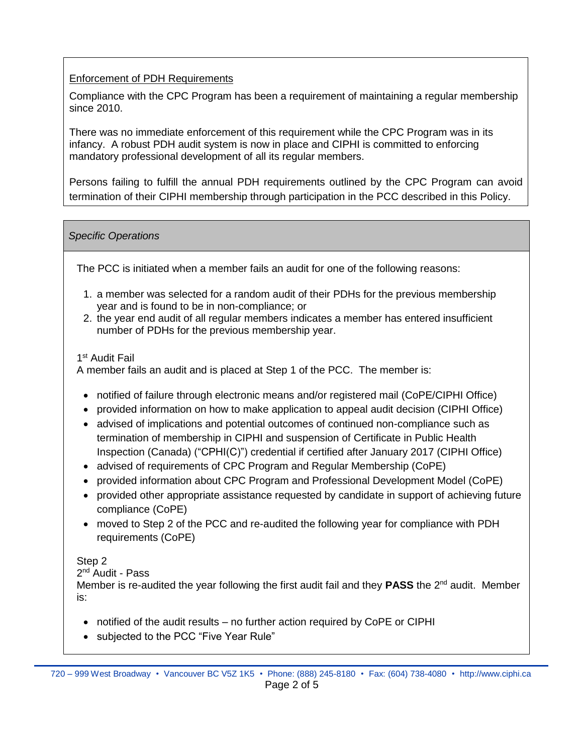### Enforcement of PDH Requirements

Compliance with the CPC Program has been a requirement of maintaining a regular membership since 2010.

There was no immediate enforcement of this requirement while the CPC Program was in its infancy. A robust PDH audit system is now in place and CIPHI is committed to enforcing mandatory professional development of all its regular members.

Persons failing to fulfill the annual PDH requirements outlined by the CPC Program can avoid termination of their CIPHI membership through participation in the PCC described in this Policy.

## *Specific Operations*

The PCC is initiated when a member fails an audit for one of the following reasons:

1. a member was selected for a random audit of their PDHs for the previous membership year and is found to be in non-compliance; or
2. the year end audit of all regular members indicates a member has entered insufficient number of PDHs for the previous membership year.

1st Audit Fail

A member fails an audit and is placed at Step 1 of the PCC. The member is:

- notified of failure through electronic means and/or registered mail (CoPE/CIPHI Office)
- provided information on how to make application to appeal audit decision (CIPHI Office)
- advised of implications and potential outcomes of continued non-compliance such as termination of membership in CIPHI and suspension of Certificate in Public Health Inspection (Canada) ("CPHI(C)") credential if certified after January 2017 (CIPHI Office)
- advised of requirements of CPC Program and Regular Membership (CoPE)
- provided information about CPC Program and Professional Development Model (CoPE)
- provided other appropriate assistance requested by candidate in support of achieving future compliance (CoPE)
- moved to Step 2 of the PCC and re-audited the following year for compliance with PDH requirements (CoPE)

Step 2

2nd Audit - Pass

Member is re-audited the year following the first audit fail and they **PASS** the 2nd audit. Member is:

- notified of the audit results – no further action required by CoPE or CIPHI
- subjected to the PCC "Five Year Rule"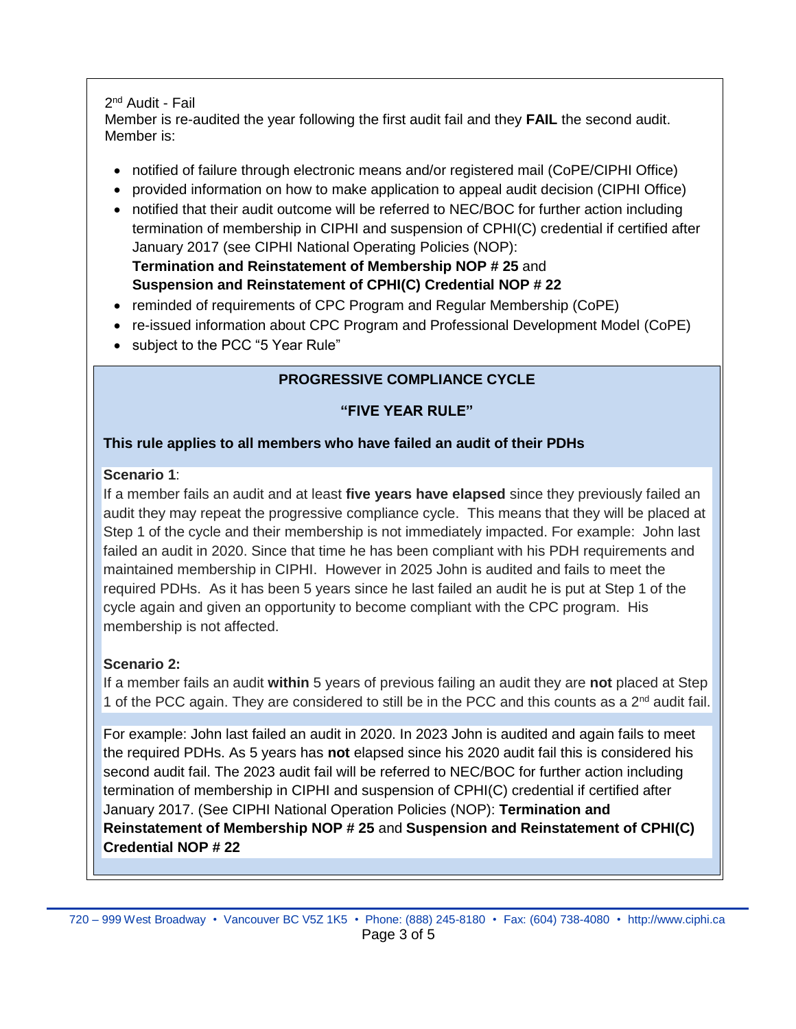2nd Audit - Fail

Member is re-audited the year following the first audit fail and they **FAIL** the second audit. Member is:

- notified of failure through electronic means and/or registered mail (CoPE/CIPHI Office)
- provided information on how to make application to appeal audit decision (CIPHI Office)
- notified that their audit outcome will be referred to NEC/BOC for further action including termination of membership in CIPHI and suspension of CPHI(C) credential if certified after January 2017 (see CIPHI National Operating Policies (NOP):
  **Termination and Reinstatement of Membership NOP # 25** and
  **Suspension and Reinstatement of CPHI(C) Credential NOP # 22**
- reminded of requirements of CPC Program and Regular Membership (CoPE)
- re-issued information about CPC Program and Professional Development Model (CoPE)
- subject to the PCC "5 Year Rule"

## PROGRESSIVE COMPLIANCE CYCLE

## "FIVE YEAR RULE"

**This rule applies to all members who have failed an audit of their PDHs**

**Scenario 1**:

If a member fails an audit and at least **five years have elapsed** since they previously failed an audit they may repeat the progressive compliance cycle. This means that they will be placed at Step 1 of the cycle and their membership is not immediately impacted. For example: John last failed an audit in 2020. Since that time he has been compliant with his PDH requirements and maintained membership in CIPHI. However in 2025 John is audited and fails to meet the required PDHs. As it has been 5 years since he last failed an audit he is put at Step 1 of the cycle again and given an opportunity to become compliant with the CPC program. His membership is not affected.

**Scenario 2:**

If a member fails an audit **within** 5 years of previous failing an audit they are **not** placed at Step 1 of the PCC again. They are considered to still be in the PCC and this counts as a 2nd audit fail.

For example: John last failed an audit in 2020. In 2023 John is audited and again fails to meet the required PDHs. As 5 years has **not** elapsed since his 2020 audit fail this is considered his second audit fail. The 2023 audit fail will be referred to NEC/BOC for further action including termination of membership in CIPHI and suspension of CPHI(C) credential if certified after January 2017. (See CIPHI National Operation Policies (NOP): **Termination and Reinstatement of Membership NOP # 25** and **Suspension and Reinstatement of CPHI(C) Credential NOP # 22**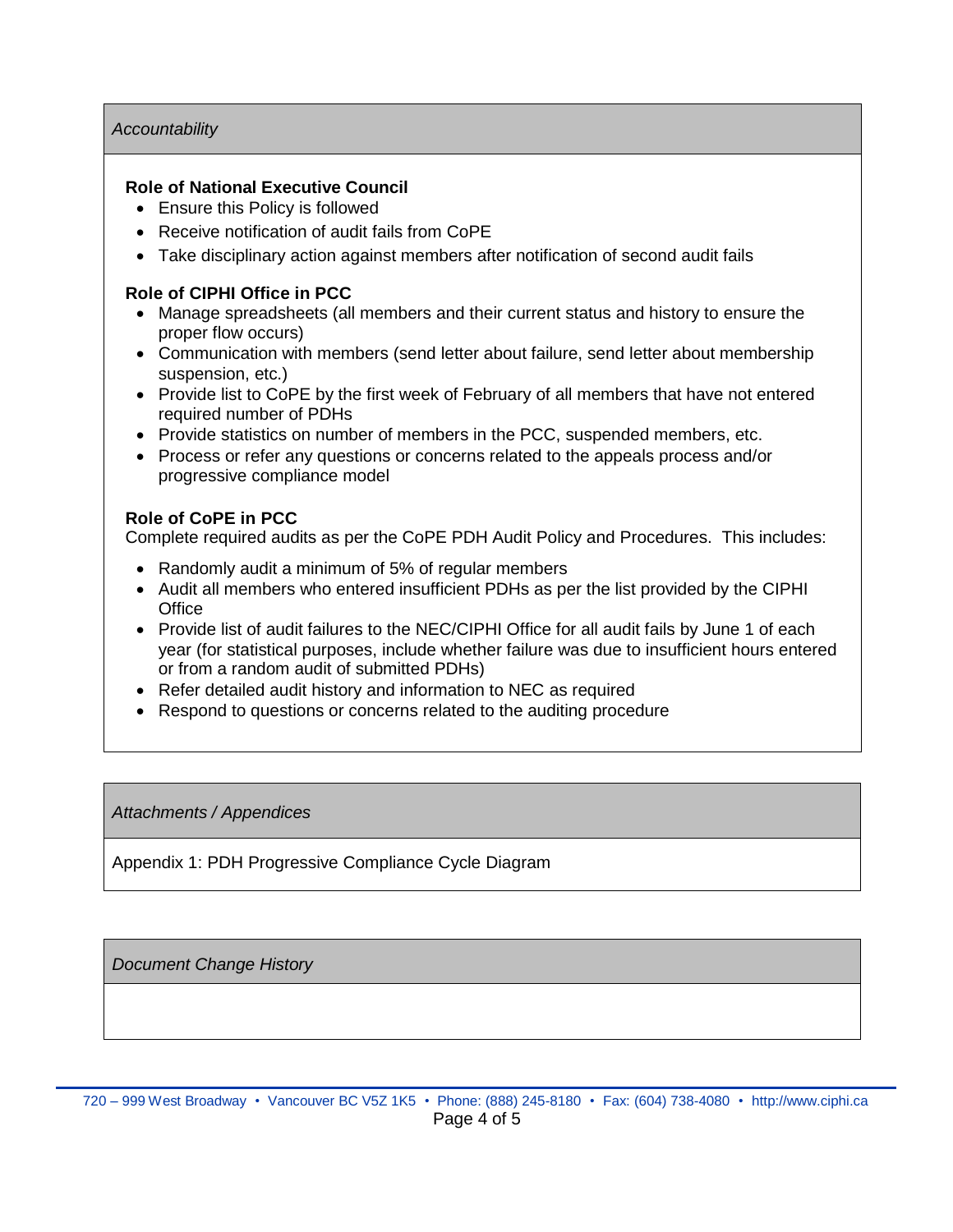*Accountability*

**Role of National Executive Council**

- Ensure this Policy is followed
- Receive notification of audit fails from CoPE
- Take disciplinary action against members after notification of second audit fails

**Role of CIPHI Office in PCC**

- Manage spreadsheets (all members and their current status and history to ensure the proper flow occurs)
- Communication with members (send letter about failure, send letter about membership suspension, etc.)
- Provide list to CoPE by the first week of February of all members that have not entered required number of PDHs
- Provide statistics on number of members in the PCC, suspended members, etc.
- Process or refer any questions or concerns related to the appeals process and/or progressive compliance model

**Role of CoPE in PCC**

Complete required audits as per the CoPE PDH Audit Policy and Procedures. This includes:

- Randomly audit a minimum of 5% of regular members
- Audit all members who entered insufficient PDHs as per the list provided by the CIPHI Office
- Provide list of audit failures to the NEC/CIPHI Office for all audit fails by June 1 of each year (for statistical purposes, include whether failure was due to insufficient hours entered or from a random audit of submitted PDHs)
- Refer detailed audit history and information to NEC as required
- Respond to questions or concerns related to the auditing procedure

*Attachments / Appendices*

Appendix 1: PDH Progressive Compliance Cycle Diagram

*Document Change History*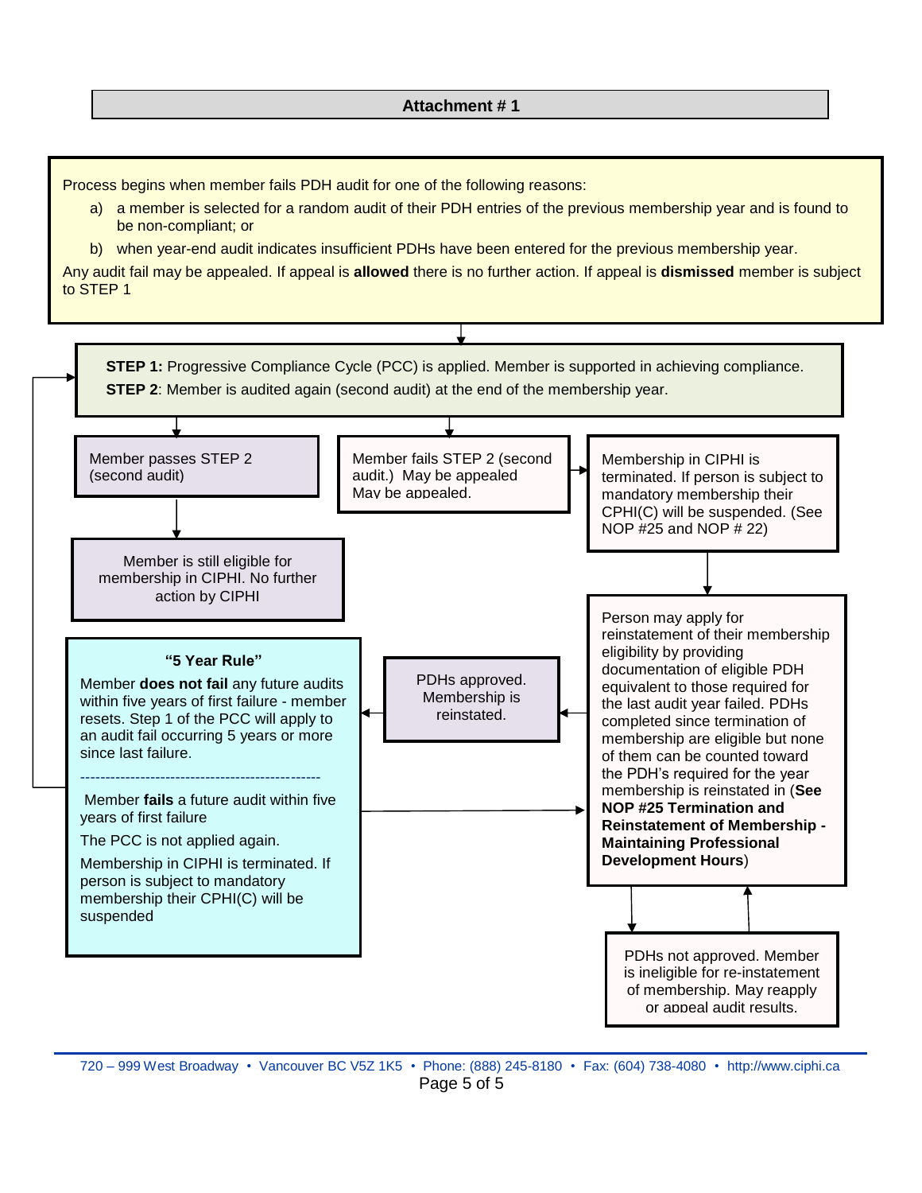## Attachment # 1

Process begins when member fails PDH audit for one of the following reasons:

a) a member is selected for a random audit of their PDH entries of the previous membership year and is found to be non-compliant; or

b) when year-end audit indicates insufficient PDHs have been entered for the previous membership year.

Any audit fail may be appealed. If appeal is **allowed** there is no further action. If appeal is **dismissed** member is subject to STEP 1

**STEP 1:** Progressive Compliance Cycle (PCC) is applied. Member is supported in achieving compliance.

**STEP 2**: Member is audited again (second audit) at the end of the membership year.

Member passes STEP 2 (second audit)

Member is still eligible for membership in CIPHI. No further action by CIPHI

Member fails STEP 2 (second audit.) May be appealed May be appealed.

Membership in CIPHI is terminated. If person is subject to mandatory membership their CPHI(C) will be suspended. (See NOP #25 and NOP # 22)

Person may apply for reinstatement of their membership eligibility by providing documentation of eligible PDH equivalent to those required for the last audit year failed. PDHs completed since termination of membership are eligible but none of them can be counted toward the PDH's required for the year membership is reinstated in (**See NOP #25 Termination and Reinstatement of Membership - Maintaining Professional Development Hours**)

PDHs approved. Membership is reinstated.

PDHs not approved. Member is ineligible for re-instatement of membership. May reapply or appeal audit results.

**"5 Year Rule"**

Member **does not fail** any future audits within five years of first failure - member resets. Step 1 of the PCC will apply to an audit fail occurring 5 years or more since last failure.

------------------------------------------------

Member **fails** a future audit within five years of first failure

The PCC is not applied again.

Membership in CIPHI is terminated. If person is subject to mandatory membership their CPHI(C) will be suspended

720 – 999 West Broadway • Vancouver BC V5Z 1K5 • Phone: (888) 245-8180 • Fax: (604) 738-4080 • http://www.ciphi.ca